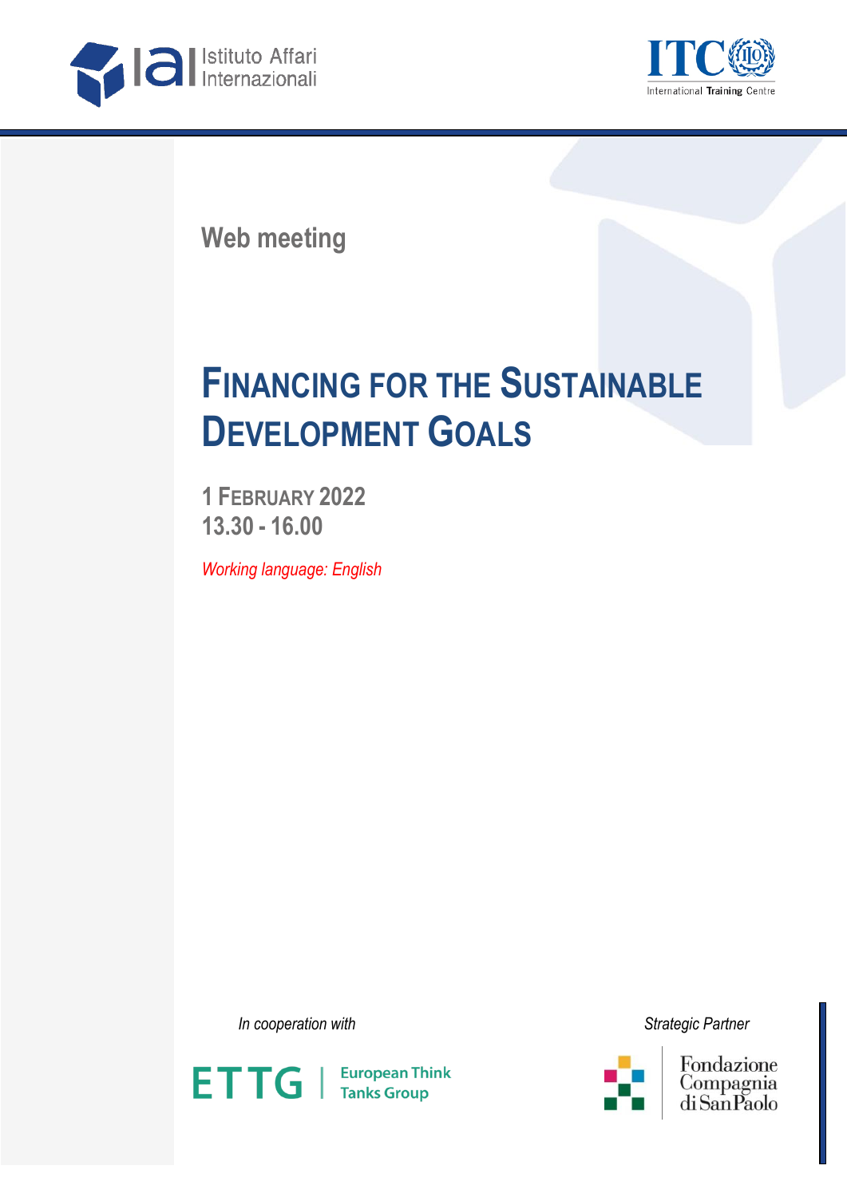Istituto Affari Internazionali

ITC International Training Centre

Web meeting

# FINANCING FOR THE SUSTAINABLE DEVELOPMENT GOALS

**1 FEBRUARY 2022**
**13.30 - 16.00**

*Working language: English*

*In cooperation with*

ETTG | European Think Tanks Group

*Strategic Partner*

Fondazione Compagnia di San Paolo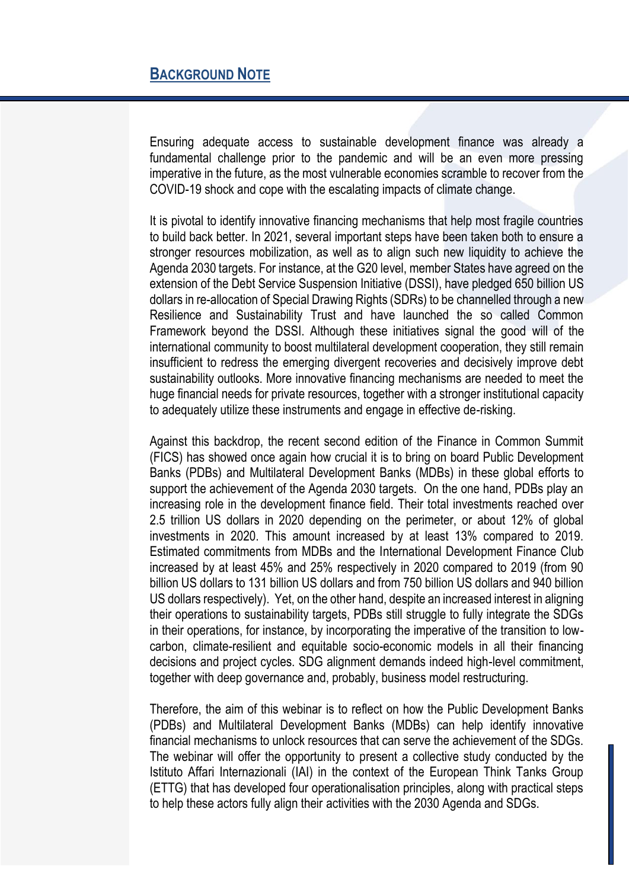## BACKGROUND NOTE

Ensuring adequate access to sustainable development finance was already a fundamental challenge prior to the pandemic and will be an even more pressing imperative in the future, as the most vulnerable economies scramble to recover from the COVID-19 shock and cope with the escalating impacts of climate change.

It is pivotal to identify innovative financing mechanisms that help most fragile countries to build back better. In 2021, several important steps have been taken both to ensure a stronger resources mobilization, as well as to align such new liquidity to achieve the Agenda 2030 targets. For instance, at the G20 level, member States have agreed on the extension of the Debt Service Suspension Initiative (DSSI), have pledged 650 billion US dollars in re-allocation of Special Drawing Rights (SDRs) to be channelled through a new Resilience and Sustainability Trust and have launched the so called Common Framework beyond the DSSI. Although these initiatives signal the good will of the international community to boost multilateral development cooperation, they still remain insufficient to redress the emerging divergent recoveries and decisively improve debt sustainability outlooks. More innovative financing mechanisms are needed to meet the huge financial needs for private resources, together with a stronger institutional capacity to adequately utilize these instruments and engage in effective de-risking.

Against this backdrop, the recent second edition of the Finance in Common Summit (FICS) has showed once again how crucial it is to bring on board Public Development Banks (PDBs) and Multilateral Development Banks (MDBs) in these global efforts to support the achievement of the Agenda 2030 targets. On the one hand, PDBs play an increasing role in the development finance field. Their total investments reached over 2.5 trillion US dollars in 2020 depending on the perimeter, or about 12% of global investments in 2020. This amount increased by at least 13% compared to 2019. Estimated commitments from MDBs and the International Development Finance Club increased by at least 45% and 25% respectively in 2020 compared to 2019 (from 90 billion US dollars to 131 billion US dollars and from 750 billion US dollars and 940 billion US dollars respectively). Yet, on the other hand, despite an increased interest in aligning their operations to sustainability targets, PDBs still struggle to fully integrate the SDGs in their operations, for instance, by incorporating the imperative of the transition to low-carbon, climate-resilient and equitable socio-economic models in all their financing decisions and project cycles. SDG alignment demands indeed high-level commitment, together with deep governance and, probably, business model restructuring.

Therefore, the aim of this webinar is to reflect on how the Public Development Banks (PDBs) and Multilateral Development Banks (MDBs) can help identify innovative financial mechanisms to unlock resources that can serve the achievement of the SDGs. The webinar will offer the opportunity to present a collective study conducted by the Istituto Affari Internazionali (IAI) in the context of the European Think Tanks Group (ETTG) that has developed four operationalisation principles, along with practical steps to help these actors fully align their activities with the 2030 Agenda and SDGs.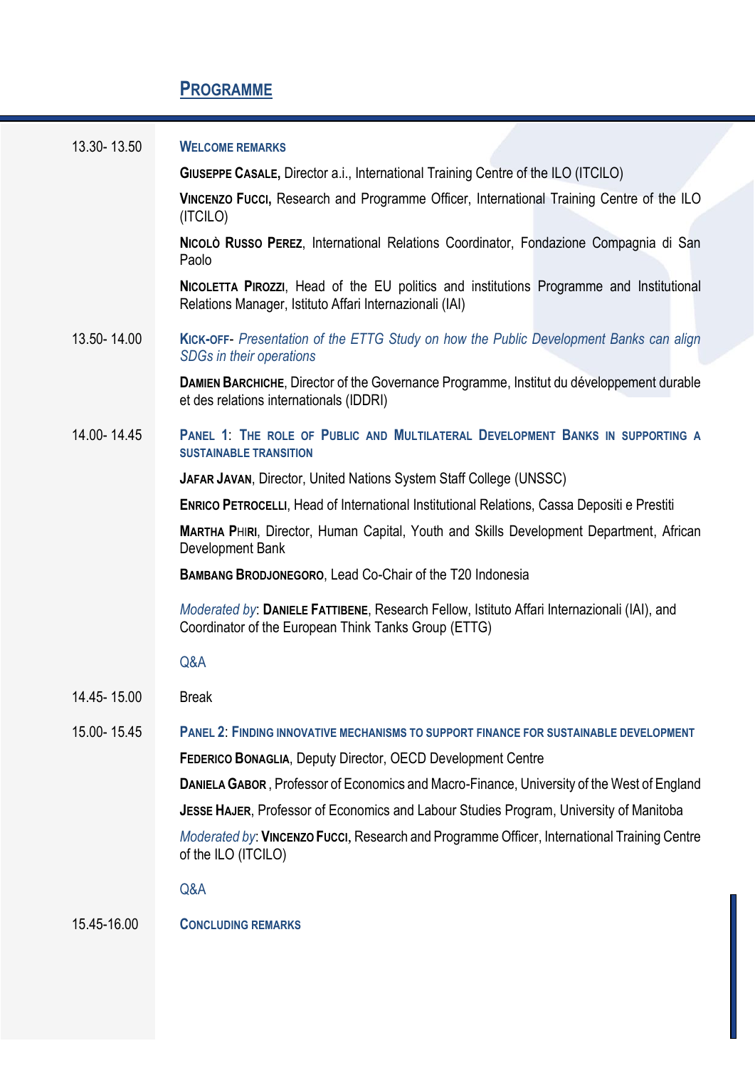## PROGRAMME

**13.30- 13.50** — **WELCOME REMARKS**

**GIUSEPPE CASALE,** Director a.i., International Training Centre of the ILO (ITCILO)

**VINCENZO FUCCI,** Research and Programme Officer, International Training Centre of the ILO (ITCILO)

**NICOLÒ RUSSO PEREZ**, International Relations Coordinator, Fondazione Compagnia di San Paolo

**NICOLETTA PIROZZI**, Head of the EU politics and institutions Programme and Institutional Relations Manager, Istituto Affari Internazionali (IAI)

**13.50- 14.00** — **KICK-OFF-** *Presentation of the ETTG Study on how the Public Development Banks can align SDGs in their operations*

**DAMIEN BARCHICHE**, Director of the Governance Programme, Institut du développement durable et des relations internationals (IDDRI)

**14.00- 14.45** — **PANEL 1: THE ROLE OF PUBLIC AND MULTILATERAL DEVELOPMENT BANKS IN SUPPORTING A SUSTAINABLE TRANSITION**

**JAFAR JAVAN**, Director, United Nations System Staff College (UNSSC)

**ENRICO PETROCELLI**, Head of International Institutional Relations, Cassa Depositi e Prestiti

**MARTHA PHIRI**, Director, Human Capital, Youth and Skills Development Department, African Development Bank

**BAMBANG BRODJONEGORO**, Lead Co-Chair of the T20 Indonesia

*Moderated by*: **DANIELE FATTIBENE**, Research Fellow, Istituto Affari Internazionali (IAI), and Coordinator of the European Think Tanks Group (ETTG)

Q&A

**14.45- 15.00** — Break

**15.00- 15.45** — **PANEL 2: FINDING INNOVATIVE MECHANISMS TO SUPPORT FINANCE FOR SUSTAINABLE DEVELOPMENT**

**FEDERICO BONAGLIA**, Deputy Director, OECD Development Centre

**DANIELA GABOR** , Professor of Economics and Macro-Finance, University of the West of England

**JESSE HAJER**, Professor of Economics and Labour Studies Program, University of Manitoba

*Moderated by*: **VINCENZO FUCCI,** Research and Programme Officer, International Training Centre of the ILO (ITCILO)

Q&A

**15.45-16.00** — **CONCLUDING REMARKS**